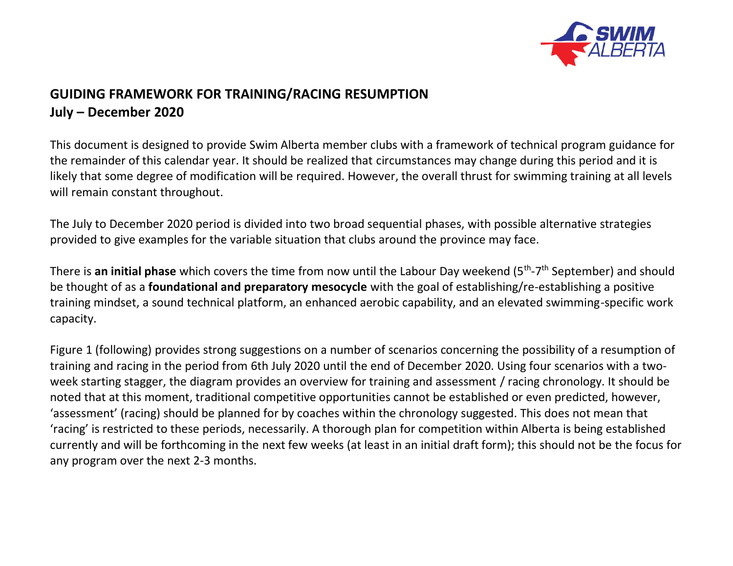# GUIDING FRAMEWORK FOR TRAINING/RACING RESUMPTION
## July – December 2020

This document is designed to provide Swim Alberta member clubs with a framework of technical program guidance for the remainder of this calendar year. It should be realized that circumstances may change during this period and it is likely that some degree of modification will be required. However, the overall thrust for swimming training at all levels will remain constant throughout.

The July to December 2020 period is divided into two broad sequential phases, with possible alternative strategies provided to give examples for the variable situation that clubs around the province may face.

There is **an initial phase** which covers the time from now until the Labour Day weekend (5th-7th September) and should be thought of as a **foundational and preparatory mesocycle** with the goal of establishing/re-establishing a positive training mindset, a sound technical platform, an enhanced aerobic capability, and an elevated swimming-specific work capacity.

Figure 1 (following) provides strong suggestions on a number of scenarios concerning the possibility of a resumption of training and racing in the period from 6th July 2020 until the end of December 2020. Using four scenarios with a two-week starting stagger, the diagram provides an overview for training and assessment / racing chronology. It should be noted that at this moment, traditional competitive opportunities cannot be established or even predicted, however, 'assessment' (racing) should be planned for by coaches within the chronology suggested. This does not mean that 'racing' is restricted to these periods, necessarily. A thorough plan for competition within Alberta is being established currently and will be forthcoming in the next few weeks (at least in an initial draft form); this should not be the focus for any program over the next 2-3 months.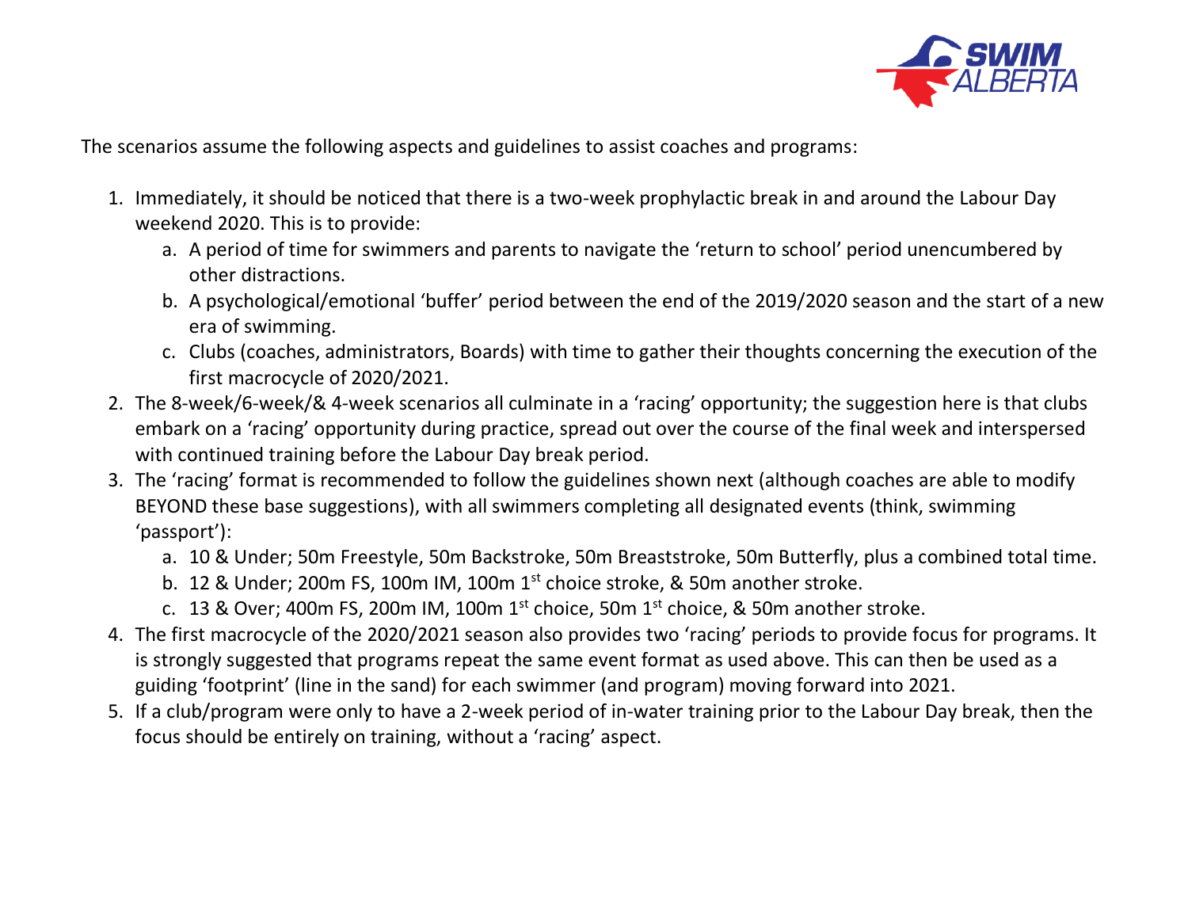The scenarios assume the following aspects and guidelines to assist coaches and programs:

1. Immediately, it should be noticed that there is a two-week prophylactic break in and around the Labour Day weekend 2020. This is to provide:
    a. A period of time for swimmers and parents to navigate the 'return to school' period unencumbered by other distractions.
    b. A psychological/emotional 'buffer' period between the end of the 2019/2020 season and the start of a new era of swimming.
    c. Clubs (coaches, administrators, Boards) with time to gather their thoughts concerning the execution of the first macrocycle of 2020/2021.
2. The 8-week/6-week/& 4-week scenarios all culminate in a 'racing' opportunity; the suggestion here is that clubs embark on a 'racing' opportunity during practice, spread out over the course of the final week and interspersed with continued training before the Labour Day break period.
3. The 'racing' format is recommended to follow the guidelines shown next (although coaches are able to modify BEYOND these base suggestions), with all swimmers completing all designated events (think, swimming 'passport'):
    a. 10 & Under; 50m Freestyle, 50m Backstroke, 50m Breaststroke, 50m Butterfly, plus a combined total time.
    b. 12 & Under; 200m FS, 100m IM, 100m 1st choice stroke, & 50m another stroke.
    c. 13 & Over; 400m FS, 200m IM, 100m 1st choice, 50m 1st choice, & 50m another stroke.
4. The first macrocycle of the 2020/2021 season also provides two 'racing' periods to provide focus for programs. It is strongly suggested that programs repeat the same event format as used above. This can then be used as a guiding 'footprint' (line in the sand) for each swimmer (and program) moving forward into 2021.
5. If a club/program were only to have a 2-week period of in-water training prior to the Labour Day break, then the focus should be entirely on training, without a 'racing' aspect.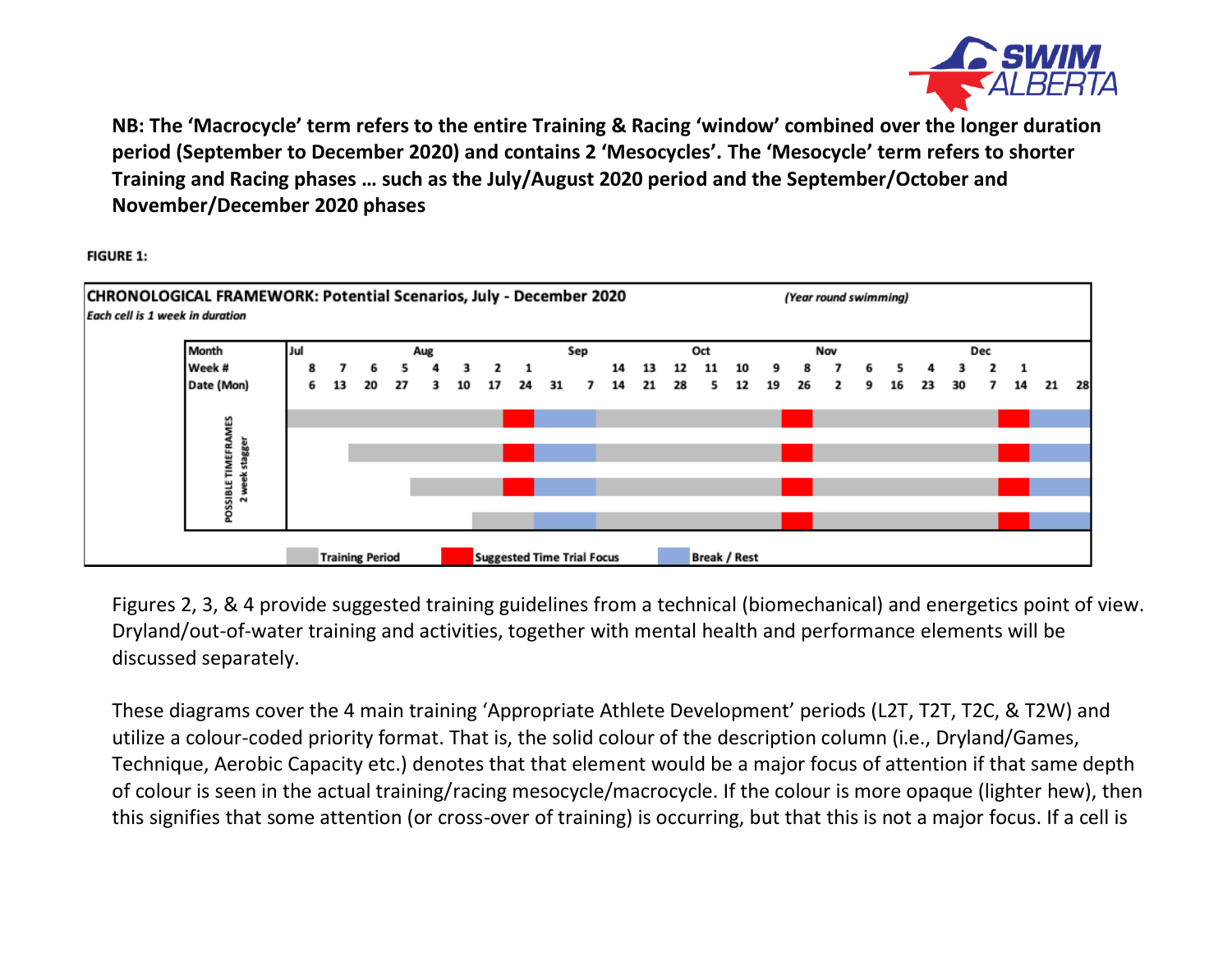**NB: The 'Macrocycle' term refers to the entire Training & Racing 'window' combined over the longer duration period (September to December 2020) and contains 2 'Mesocycles'. The 'Mesocycle' term refers to shorter Training and Racing phases … such as the July/August 2020 period and the September/October and November/December 2020 phases**

**FIGURE 1:**

**CHRONOLOGICAL FRAMEWORK: Potential Scenarios, July - December 2020** *(Year round swimming)*

*Each cell is 1 week in duration*

| Month | Jul | | | | Aug | | | | Sep | | | | | Oct | | | | Nov | | | | | Dec | | | | |
|---|---|---|---|---|---|---|---|---|---|---|---|---|---|---|---|---|---|---|---|---|---|---|---|---|---|---|---|
| Week # | 8 | 7 | 6 | 5 | 4 | 3 | 2 | 1 | | | 14 | 13 | 12 | 11 | 10 | 9 | 8 | 7 | 6 | 5 | 4 | 3 | 2 | 1 | | | |
| Date (Mon) | 6 | 13 | 20 | 27 | 3 | 10 | 17 | 24 | 31 | 7 | 14 | 21 | 28 | 5 | 12 | 19 | 26 | 2 | 9 | 16 | 23 | 30 | 7 | 14 | 21 | 28 | |

POSSIBLE TIMEFRAMES 2 week stagger

Training Period | Suggested Time Trial Focus | Break / Rest

Figures 2, 3, & 4 provide suggested training guidelines from a technical (biomechanical) and energetics point of view. Dryland/out-of-water training and activities, together with mental health and performance elements will be discussed separately.

These diagrams cover the 4 main training 'Appropriate Athlete Development' periods (L2T, T2T, T2C, & T2W) and utilize a colour-coded priority format. That is, the solid colour of the description column (i.e., Dryland/Games, Technique, Aerobic Capacity etc.) denotes that that element would be a major focus of attention if that same depth of colour is seen in the actual training/racing mesocycle/macrocycle. If the colour is more opaque (lighter hew), then this signifies that some attention (or cross-over of training) is occurring, but that this is not a major focus. If a cell is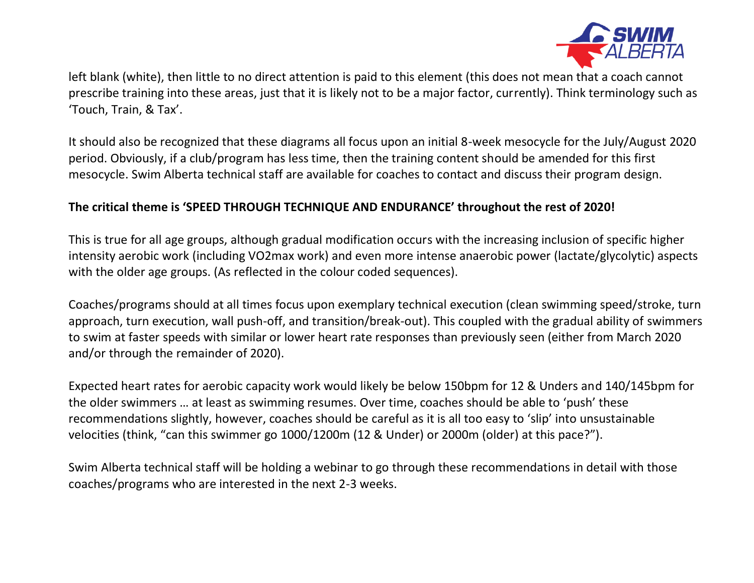left blank (white), then little to no direct attention is paid to this element (this does not mean that a coach cannot prescribe training into these areas, just that it is likely not to be a major factor, currently). Think terminology such as 'Touch, Train, & Tax'.

It should also be recognized that these diagrams all focus upon an initial 8-week mesocycle for the July/August 2020 period. Obviously, if a club/program has less time, then the training content should be amended for this first mesocycle. Swim Alberta technical staff are available for coaches to contact and discuss their program design.

**The critical theme is 'SPEED THROUGH TECHNIQUE AND ENDURANCE' throughout the rest of 2020!**

This is true for all age groups, although gradual modification occurs with the increasing inclusion of specific higher intensity aerobic work (including VO2max work) and even more intense anaerobic power (lactate/glycolytic) aspects with the older age groups. (As reflected in the colour coded sequences).

Coaches/programs should at all times focus upon exemplary technical execution (clean swimming speed/stroke, turn approach, turn execution, wall push-off, and transition/break-out). This coupled with the gradual ability of swimmers to swim at faster speeds with similar or lower heart rate responses than previously seen (either from March 2020 and/or through the remainder of 2020).

Expected heart rates for aerobic capacity work would likely be below 150bpm for 12 & Unders and 140/145bpm for the older swimmers … at least as swimming resumes. Over time, coaches should be able to 'push' these recommendations slightly, however, coaches should be careful as it is all too easy to 'slip' into unsustainable velocities (think, "can this swimmer go 1000/1200m (12 & Under) or 2000m (older) at this pace?").

Swim Alberta technical staff will be holding a webinar to go through these recommendations in detail with those coaches/programs who are interested in the next 2-3 weeks.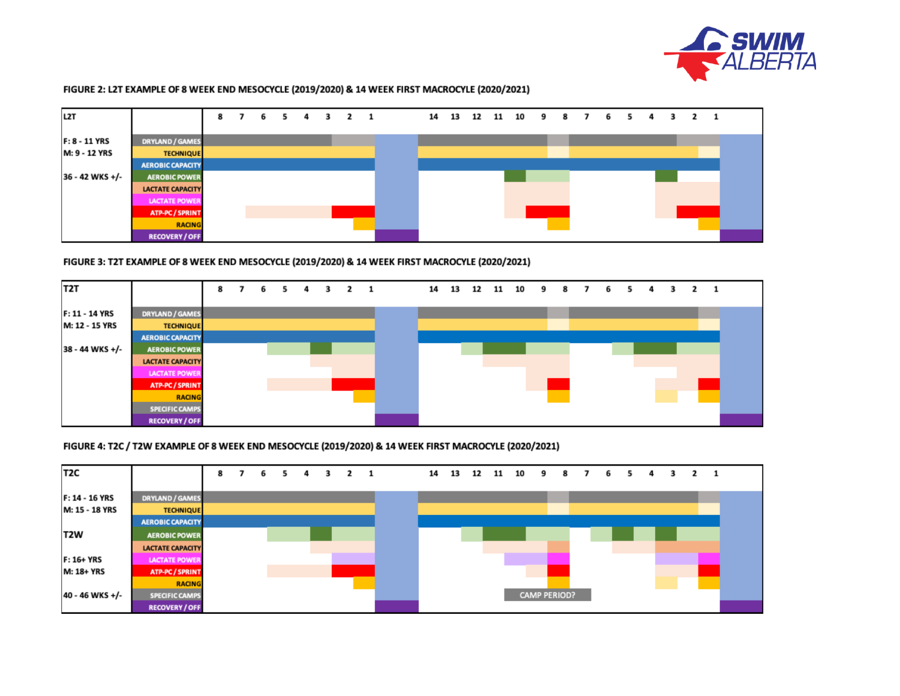FIGURE 2: L2T EXAMPLE OF 8 WEEK END MESOCYCLE (2019/2020) & 14 WEEK FIRST MACROCYLE (2020/2021)

L2T

F: 8 - 11 YRS
M: 9 - 12 YRS

36 - 42 WKS +/-

8 7 6 5 4 3 2 1 14 13 12 11 10 9 8 7 6 5 4 3 2 1

DRYLAND / GAMES
TECHNIQUE
AEROBIC CAPACITY
AEROBIC POWER
LACTATE CAPACITY
LACTATE POWER
ATP-PC / SPRINT
RACING
RECOVERY / OFF

FIGURE 3: T2T EXAMPLE OF 8 WEEK END MESOCYCLE (2019/2020) & 14 WEEK FIRST MACROCYLE (2020/2021)

T2T

F: 11 - 14 YRS
M: 12 - 15 YRS

38 - 44 WKS +/-

8 7 6 5 4 3 2 1 14 13 12 11 10 9 8 7 6 5 4 3 2 1

DRYLAND / GAMES
TECHNIQUE
AEROBIC CAPACITY
AEROBIC POWER
LACTATE CAPACITY
LACTATE POWER
ATP-PC / SPRINT
RACING
SPECIFIC CAMPS
RECOVERY / OFF

FIGURE 4: T2C / T2W EXAMPLE OF 8 WEEK END MESOCYCLE (2019/2020) & 14 WEEK FIRST MACROCYLE (2020/2021)

T2C

F: 14 - 16 YRS
M: 15 - 18 YRS

T2W

F: 16+ YRS
M: 18+ YRS

40 - 46 WKS +/-

8 7 6 5 4 3 2 1 14 13 12 11 10 9 8 7 6 5 4 3 2 1

DRYLAND / GAMES
TECHNIQUE
AEROBIC CAPACITY
AEROBIC POWER
LACTATE CAPACITY
LACTATE POWER
ATP-PC / SPRINT
RACING
SPECIFIC CAMPS
RECOVERY / OFF

CAMP PERIOD?